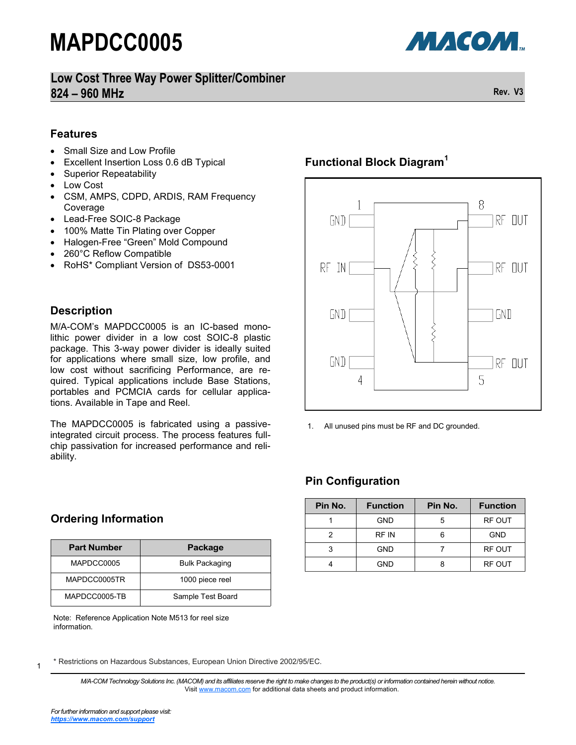# MAPDCC0005

## Low Cost Three Way Power Splitter/Combiner 824 – 960 MHz

Rev. V3

## Features

- Small Size and Low Profile
- Excellent Insertion Loss 0.6 dB Typical
- Superior Repeatability
- Low Cost
- CSM, AMPS, CDPD, ARDIS, RAM Frequency Coverage
- Lead-Free SOIC-8 Package
- 100% Matte Tin Plating over Copper
- Halogen-Free "Green" Mold Compound
- 260°C Reflow Compatible
- RoHS* Compliant Version of DS53-0001

## Description

M/A-COM's MAPDCC0005 is an IC-based monolithic power divider in a low cost SOIC-8 plastic package. This 3-way power divider is ideally suited for applications where small size, low profile, and low cost without sacrificing Performance, are required. Typical applications include Base Stations, portables and PCMCIA cards for cellular applications. Available in Tape and Reel.

The MAPDCC0005 is fabricated using a passive-integrated circuit process. The process features full-chip passivation for increased performance and reliability.

## Functional Block Diagram[1]

1 GND, RF IN, GND, GND 4 — 8 RF OUT, RF OUT, GND, RF OUT 5

1. All unused pins must be RF and DC grounded.

## Pin Configuration

| Pin No. | Function | Pin No. | Function |
|---|---|---|---|
| 1 | GND | 5 | RF OUT |
| 2 | RF IN | 6 | GND |
| 3 | GND | 7 | RF OUT |
| 4 | GND | 8 | RF OUT |

## Ordering Information

| Part Number | Package |
|---|---|
| MAPDCC0005 | Bulk Packaging |
| MAPDCC0005TR | 1000 piece reel |
| MAPDCC0005-TB | Sample Test Board |

Note: Reference Application Note M513 for reel size information.

\* Restrictions on Hazardous Substances, European Union Directive 2002/95/EC.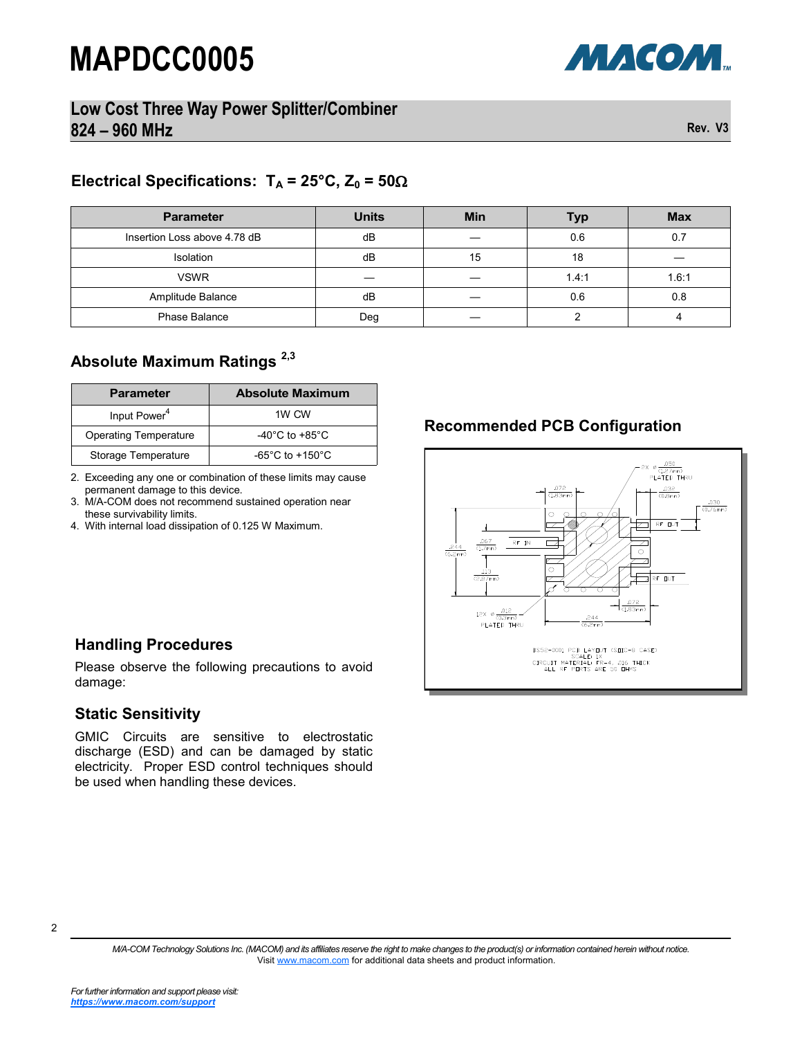# MAPDCC0005

## Low Cost Three Way Power Splitter/Combiner 824 – 960 MHz

Rev. V3

### Electrical Specifications: $T_A$ = 25°C, $Z_0$ = 50Ω

| Parameter | Units | Min | Typ | Max |
|---|---|---|---|---|
| Insertion Loss above 4.78 dB | dB | — | 0.6 | 0.7 |
| Isolation | dB | 15 | 18 | — |
| VSWR | — | — | 1.4:1 | 1.6:1 |
| Amplitude Balance | dB | — | 0.6 | 0.8 |
| Phase Balance | Deg | — | 2 | 4 |

### Absolute Maximum Ratings [2,3]

| Parameter | Absolute Maximum |
|---|---|
| Input Power[4] | 1W CW |
| Operating Temperature | -40°C to +85°C |
| Storage Temperature | -65°C to +150°C |

2. Exceeding any one or combination of these limits may cause permanent damage to this device.
3. M/A-COM does not recommend sustained operation near these survivability limits.
4. With internal load dissipation of 0.125 W Maximum.

### Recommended PCB Configuration

### Handling Procedures

Please observe the following precautions to avoid damage:

### Static Sensitivity

GMIC Circuits are sensitive to electrostatic discharge (ESD) and can be damaged by static electricity. Proper ESD control techniques should be used when handling these devices.

*M/A-COM Technology Solutions Inc. (MACOM) and its affiliates reserve the right to make changes to the product(s) or information contained herein without notice.*
Visit www.macom.com for additional data sheets and product information.

*For further information and support please visit:*
***https://www.macom.com/support***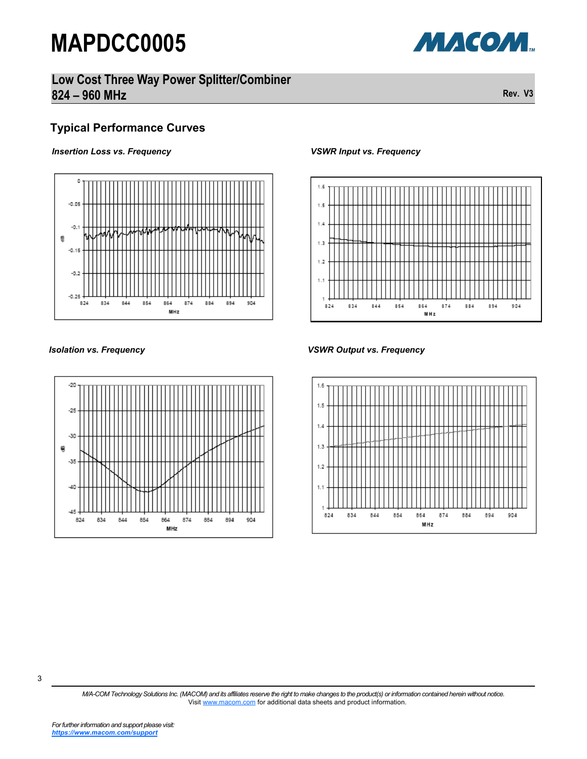# MAPDCC0005

## Low Cost Three Way Power Splitter/Combiner 824 – 960 MHz

Rev. V3

### Typical Performance Curves

*Insertion Loss vs. Frequency*

*VSWR Input vs. Frequency*

*Isolation vs. Frequency*

*VSWR Output vs. Frequency*

M/A-COM Technology Solutions Inc. (MACOM) and its affiliates reserve the right to make changes to the product(s) or information contained herein without notice. Visit www.macom.com for additional data sheets and product information.

*For further information and support please visit:* ***https://www.macom.com/support***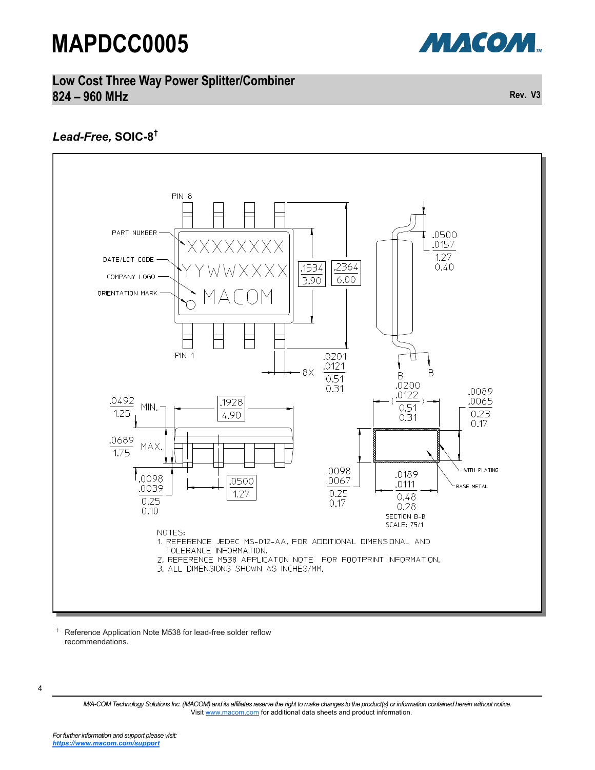## Lead-Free, SOIC-8[†]

PIN 8

PART NUMBER — XXXXXXXX

DATE/LOT CODE — YYWWXXXX

COMPANY LOGO — MACOM

ORIENTATION MARK

PIN 1

.1534 / 3.90

.2364 / 6.00

.0500 / .0157 — 1.27 / 0.40

.0201 / .0121 — 0.51 / 0.31 — 8X

B B

.0200 / .0122 — 0.51 / 0.31

.0089 / .0065 — 0.23 / 0.17

.0492 / 1.25 MIN.

.1928 / 4.90

.0689 / 1.75 MAX.

.0098 / .0039 — 0.25 / 0.10

.0500 / 1.27

.0098 / .0067 — 0.25 / 0.17

.0189 / .0111 — 0.48 / 0.28

WITH PLATING

BASE METAL

SECTION B-B
SCALE: 75/1

NOTES:
1. REFERENCE JEDEC MS-012-AA, FOR ADDITIONAL DIMENSIONAL AND TOLERANCE INFORMATION.
2. REFERENCE M538 APPLICATON NOTE FOR FOOTPRINT INFORMATION.
3. ALL DIMENSIONS SHOWN AS INCHES/MM.

[†] Reference Application Note M538 for lead-free solder reflow recommendations.

*M/A-COM Technology Solutions Inc. (MACOM) and its affiliates reserve the right to make changes to the product(s) or information contained herein without notice.*
Visit www.macom.com for additional data sheets and product information.

*For further information and support please visit:*
***https://www.macom.com/support***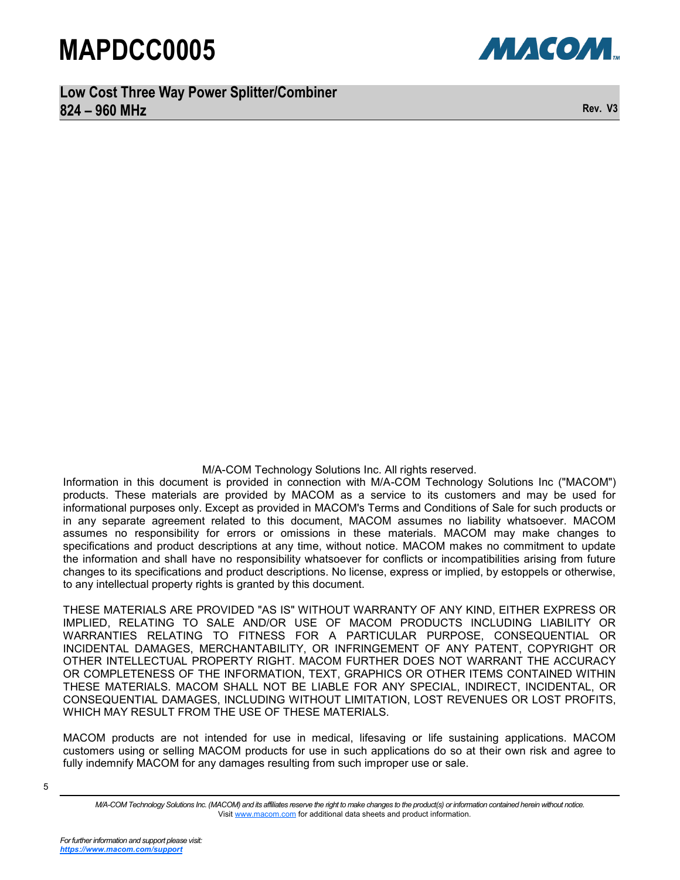M/A-COM Technology Solutions Inc. All rights reserved.

Information in this document is provided in connection with M/A-COM Technology Solutions Inc ("MACOM") products. These materials are provided by MACOM as a service to its customers and may be used for informational purposes only. Except as provided in MACOM's Terms and Conditions of Sale for such products or in any separate agreement related to this document, MACOM assumes no liability whatsoever. MACOM assumes no responsibility for errors or omissions in these materials. MACOM may make changes to specifications and product descriptions at any time, without notice. MACOM makes no commitment to update the information and shall have no responsibility whatsoever for conflicts or incompatibilities arising from future changes to its specifications and product descriptions. No license, express or implied, by estoppels or otherwise, to any intellectual property rights is granted by this document.

THESE MATERIALS ARE PROVIDED "AS IS" WITHOUT WARRANTY OF ANY KIND, EITHER EXPRESS OR IMPLIED, RELATING TO SALE AND/OR USE OF MACOM PRODUCTS INCLUDING LIABILITY OR WARRANTIES RELATING TO FITNESS FOR A PARTICULAR PURPOSE, CONSEQUENTIAL OR INCIDENTAL DAMAGES, MERCHANTABILITY, OR INFRINGEMENT OF ANY PATENT, COPYRIGHT OR OTHER INTELLECTUAL PROPERTY RIGHT. MACOM FURTHER DOES NOT WARRANT THE ACCURACY OR COMPLETENESS OF THE INFORMATION, TEXT, GRAPHICS OR OTHER ITEMS CONTAINED WITHIN THESE MATERIALS. MACOM SHALL NOT BE LIABLE FOR ANY SPECIAL, INDIRECT, INCIDENTAL, OR CONSEQUENTIAL DAMAGES, INCLUDING WITHOUT LIMITATION, LOST REVENUES OR LOST PROFITS, WHICH MAY RESULT FROM THE USE OF THESE MATERIALS.

MACOM products are not intended for use in medical, lifesaving or life sustaining applications. MACOM customers using or selling MACOM products for use in such applications do so at their own risk and agree to fully indemnify MACOM for any damages resulting from such improper use or sale.